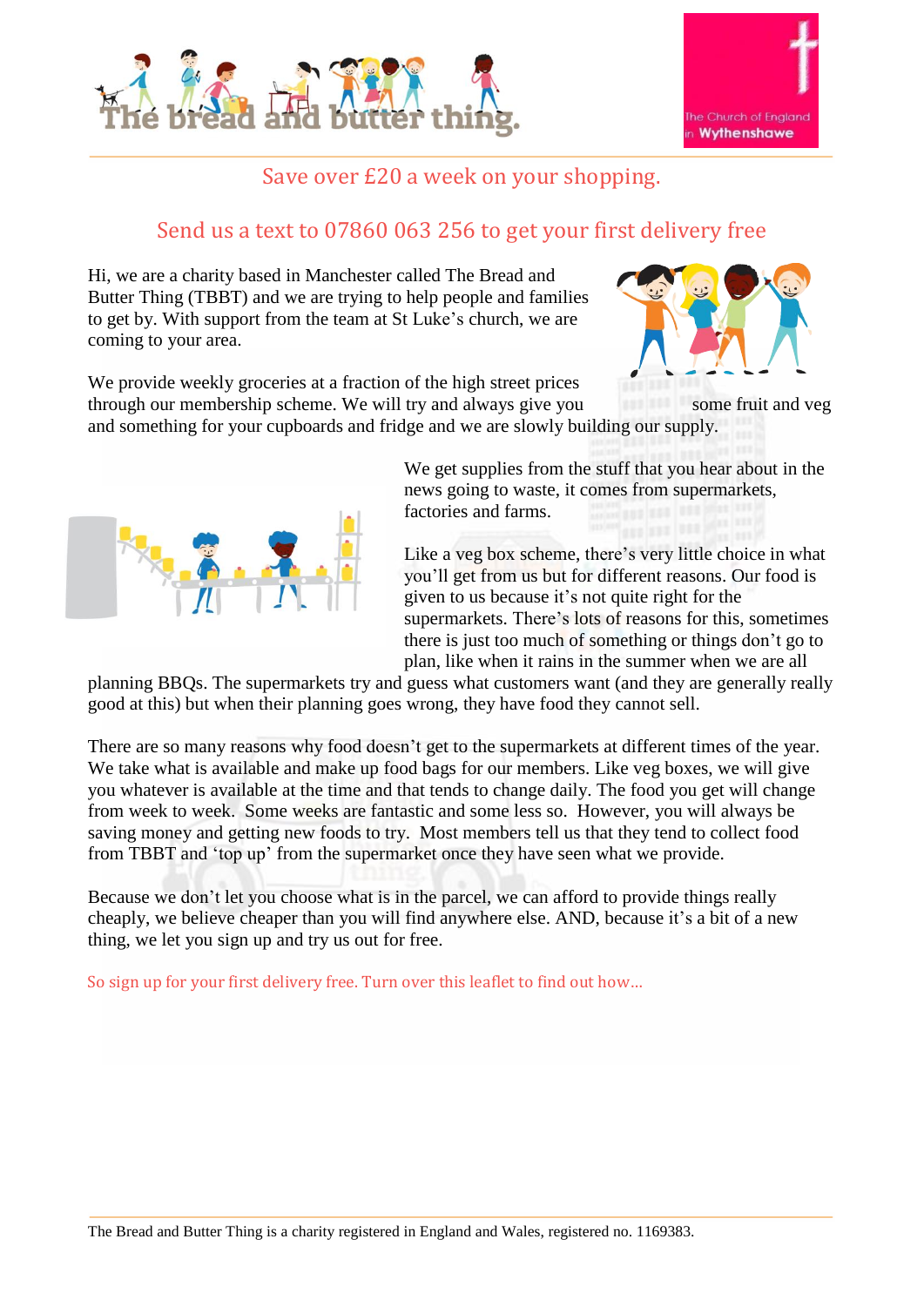## Save over £20 a week on your shopping.

## Send us a text to 07860 063 256 to get your first delivery free

Hi, we are a charity based in Manchester called The Bread and Butter Thing (TBBT) and we are trying to help people and families to get by. With support from the team at St Luke's church, we are coming to your area.

We provide weekly groceries at a fraction of the high street prices through our membership scheme. We will try and always give you some fruit and veg and something for your cupboards and fridge and we are slowly building our supply.

We get supplies from the stuff that you hear about in the news going to waste, it comes from supermarkets, factories and farms.

Like a veg box scheme, there's very little choice in what you'll get from us but for different reasons. Our food is given to us because it's not quite right for the supermarkets. There's lots of reasons for this, sometimes there is just too much of something or things don't go to plan, like when it rains in the summer when we are all planning BBQs. The supermarkets try and guess what customers want (and they are generally really good at this) but when their planning goes wrong, they have food they cannot sell.

There are so many reasons why food doesn't get to the supermarkets at different times of the year. We take what is available and make up food bags for our members. Like veg boxes, we will give you whatever is available at the time and that tends to change daily. The food you get will change from week to week. Some weeks are fantastic and some less so. However, you will always be saving money and getting new foods to try. Most members tell us that they tend to collect food from TBBT and 'top up' from the supermarket once they have seen what we provide.

Because we don't let you choose what is in the parcel, we can afford to provide things really cheaply, we believe cheaper than you will find anywhere else. AND, because it's a bit of a new thing, we let you sign up and try us out for free.

So sign up for your first delivery free. Turn over this leaflet to find out how…

The Bread and Butter Thing is a charity registered in England and Wales, registered no. 1169383.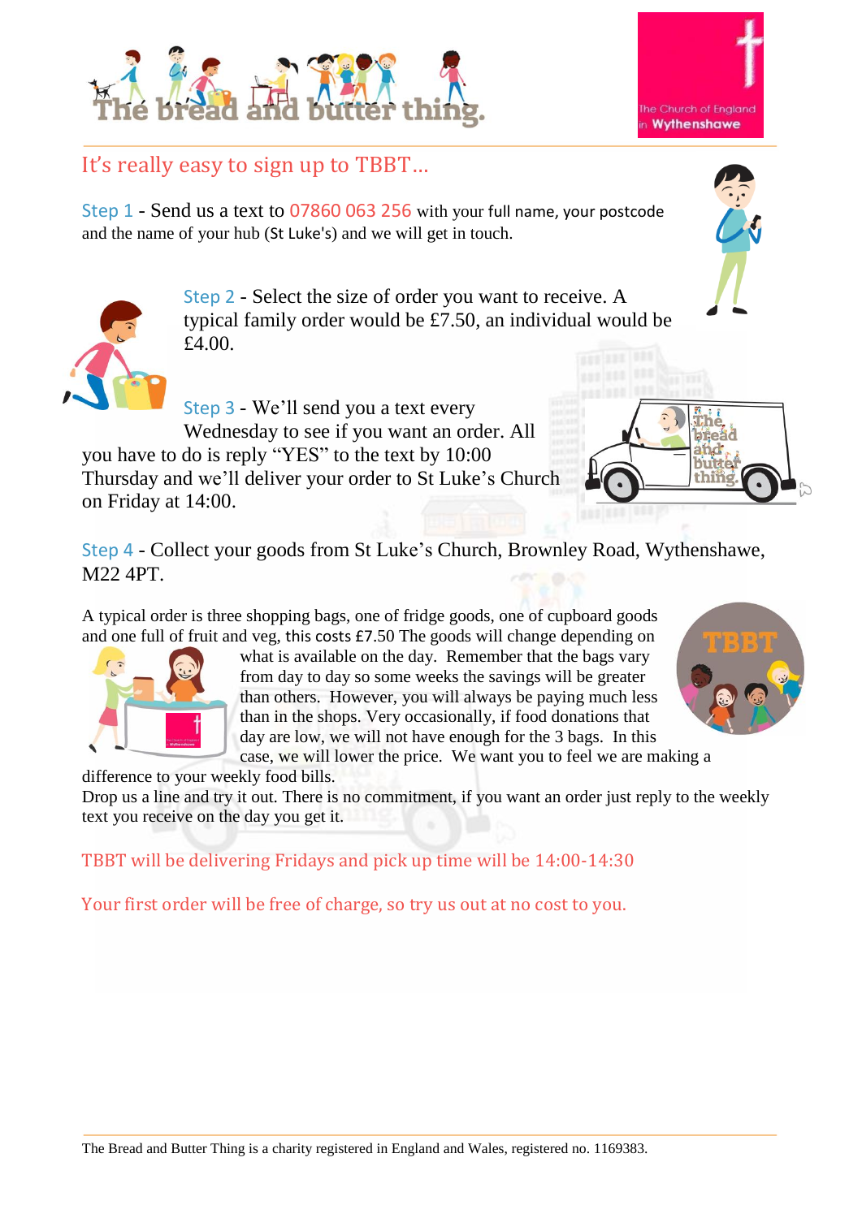The bread and butter thing.

The Church of England in Wythenshawe

## It's really easy to sign up to TBBT…

Step 1 - Send us a text to 07860 063 256 with your full name, your postcode and the name of your hub (St Luke's) and we will get in touch.

Step 2 - Select the size of order you want to receive. A typical family order would be £7.50, an individual would be £4.00.

Step 3 - We'll send you a text every Wednesday to see if you want an order. All you have to do is reply "YES" to the text by 10:00 Thursday and we'll deliver your order to St Luke's Church on Friday at 14:00.

Step 4 - Collect your goods from St Luke's Church, Brownley Road, Wythenshawe, M22 4PT.

A typical order is three shopping bags, one of fridge goods, one of cupboard goods and one full of fruit and veg, this costs £7.50 The goods will change depending on what is available on the day. Remember that the bags vary from day to day so some weeks the savings will be greater than others. However, you will always be paying much less than in the shops. Very occasionally, if food donations that day are low, we will not have enough for the 3 bags. In this case, we will lower the price. We want you to feel we are making a difference to your weekly food bills.

Drop us a line and try it out. There is no commitment, if you want an order just reply to the weekly text you receive on the day you get it.

TBBT will be delivering Fridays and pick up time will be 14:00-14:30

Your first order will be free of charge, so try us out at no cost to you.

The Bread and Butter Thing is a charity registered in England and Wales, registered no. 1169383.